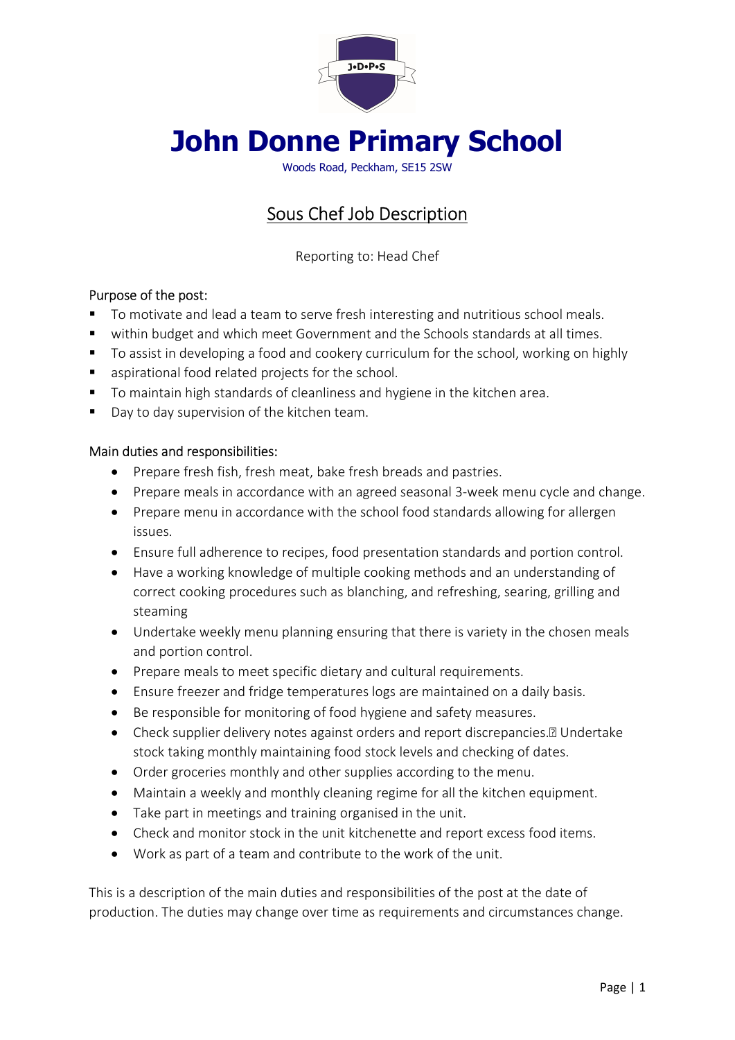# John Donne Primary School

Woods Road, Peckham, SE15 2SW

## Sous Chef Job Description

Reporting to: Head Chef

### Purpose of the post:

- To motivate and lead a team to serve fresh interesting and nutritious school meals.
- within budget and which meet Government and the Schools standards at all times.
- To assist in developing a food and cookery curriculum for the school, working on highly
- aspirational food related projects for the school.
- To maintain high standards of cleanliness and hygiene in the kitchen area.
- Day to day supervision of the kitchen team.

### Main duties and responsibilities:

- Prepare fresh fish, fresh meat, bake fresh breads and pastries.
- Prepare meals in accordance with an agreed seasonal 3-week menu cycle and change.
- Prepare menu in accordance with the school food standards allowing for allergen issues.
- Ensure full adherence to recipes, food presentation standards and portion control.
- Have a working knowledge of multiple cooking methods and an understanding of correct cooking procedures such as blanching, and refreshing, searing, grilling and steaming
- Undertake weekly menu planning ensuring that there is variety in the chosen meals and portion control.
- Prepare meals to meet specific dietary and cultural requirements.
- Ensure freezer and fridge temperatures logs are maintained on a daily basis.
- Be responsible for monitoring of food hygiene and safety measures.
- Check supplier delivery notes against orders and report discrepancies. Undertake stock taking monthly maintaining food stock levels and checking of dates.
- Order groceries monthly and other supplies according to the menu.
- Maintain a weekly and monthly cleaning regime for all the kitchen equipment.
- Take part in meetings and training organised in the unit.
- Check and monitor stock in the unit kitchenette and report excess food items.
- Work as part of a team and contribute to the work of the unit.

This is a description of the main duties and responsibilities of the post at the date of production. The duties may change over time as requirements and circumstances change.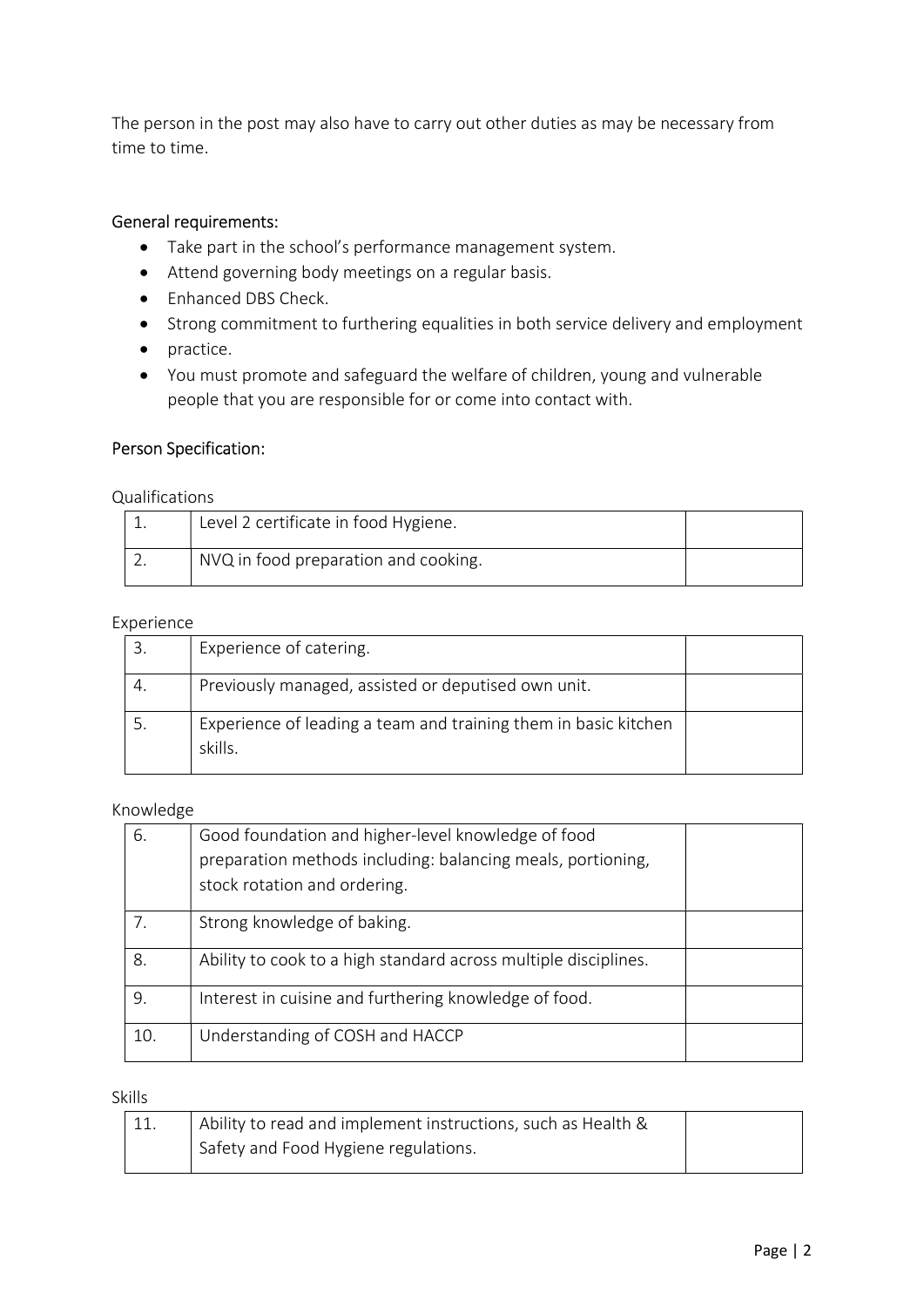The person in the post may also have to carry out other duties as may be necessary from time to time.

### General requirements:

- Take part in the school's performance management system.
- Attend governing body meetings on a regular basis.
- Enhanced DBS Check.
- Strong commitment to furthering equalities in both service delivery and employment
- practice.
- You must promote and safeguard the welfare of children, young and vulnerable people that you are responsible for or come into contact with.

### Person Specification:

Qualifications

| | | |
|---|---|---|
| 1. | Level 2 certificate in food Hygiene. | |
| 2. | NVQ in food preparation and cooking. | |

Experience

| | | |
|---|---|---|
| 3. | Experience of catering. | |
| 4. | Previously managed, assisted or deputised own unit. | |
| 5. | Experience of leading a team and training them in basic kitchen skills. | |

Knowledge

| | | |
|---|---|---|
| 6. | Good foundation and higher-level knowledge of food preparation methods including: balancing meals, portioning, stock rotation and ordering. | |
| 7. | Strong knowledge of baking. | |
| 8. | Ability to cook to a high standard across multiple disciplines. | |
| 9. | Interest in cuisine and furthering knowledge of food. | |
| 10. | Understanding of COSH and HACCP | |

Skills

| | | |
|---|---|---|
| 11. | Ability to read and implement instructions, such as Health & Safety and Food Hygiene regulations. | |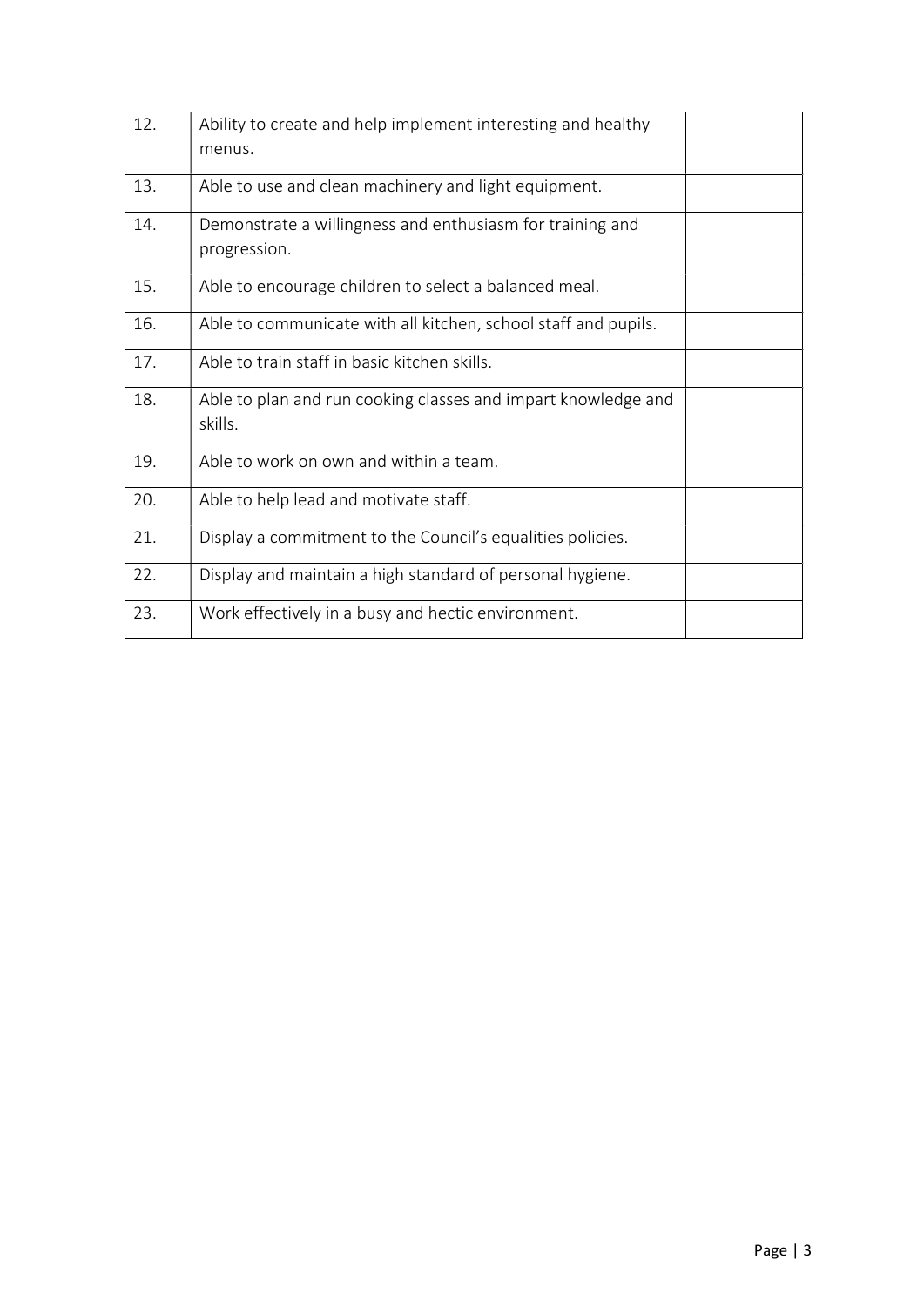| | | |
|---|---|---|
| 12. | Ability to create and help implement interesting and healthy menus. | |
| 13. | Able to use and clean machinery and light equipment. | |
| 14. | Demonstrate a willingness and enthusiasm for training and progression. | |
| 15. | Able to encourage children to select a balanced meal. | |
| 16. | Able to communicate with all kitchen, school staff and pupils. | |
| 17. | Able to train staff in basic kitchen skills. | |
| 18. | Able to plan and run cooking classes and impart knowledge and skills. | |
| 19. | Able to work on own and within a team. | |
| 20. | Able to help lead and motivate staff. | |
| 21. | Display a commitment to the Council's equalities policies. | |
| 22. | Display and maintain a high standard of personal hygiene. | |
| 23. | Work effectively in a busy and hectic environment. | |